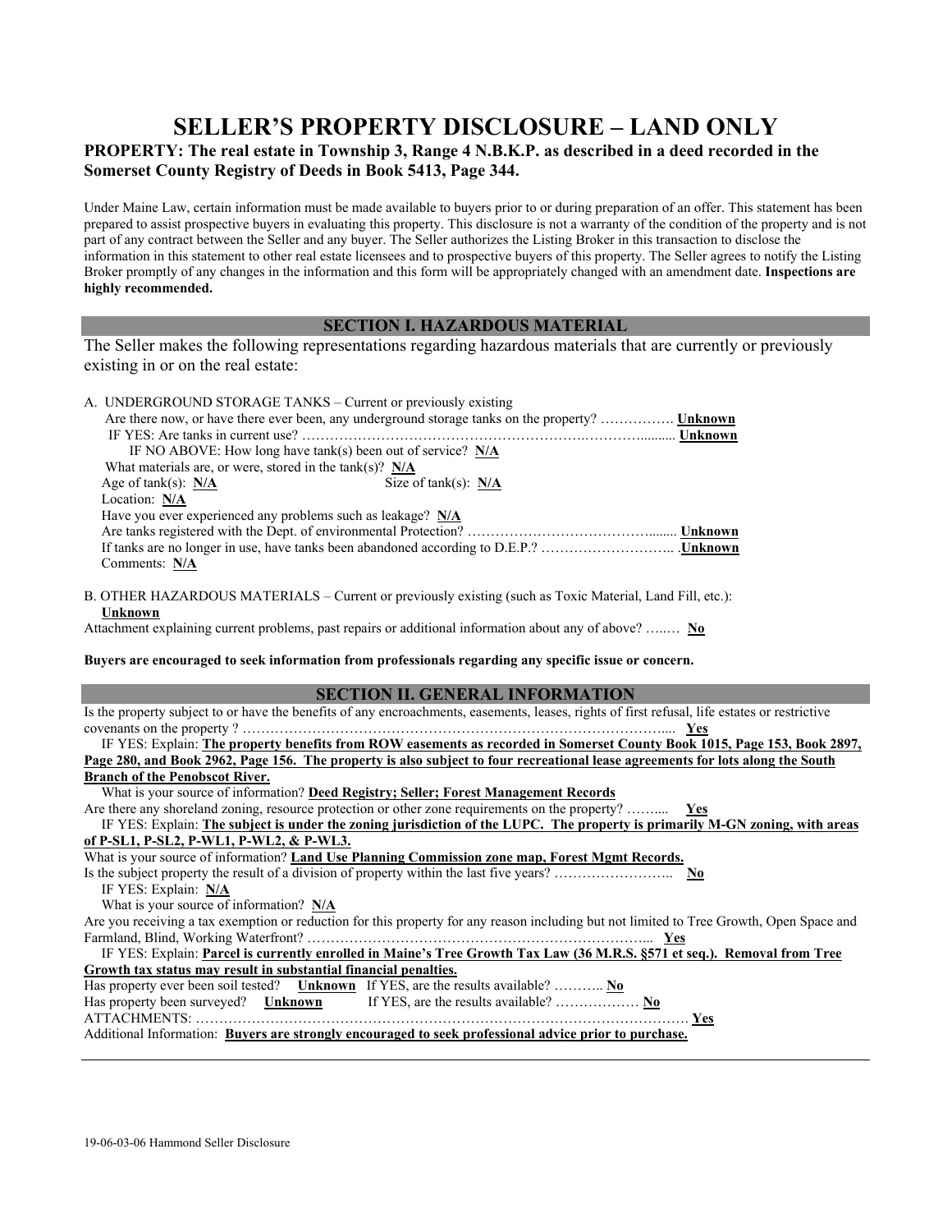# SELLER'S PROPERTY DISCLOSURE – LAND ONLY

**PROPERTY: The real estate in Township 3, Range 4 N.B.K.P. as described in a deed recorded in the Somerset County Registry of Deeds in Book 5413, Page 344.**

Under Maine Law, certain information must be made available to buyers prior to or during preparation of an offer. This statement has been prepared to assist prospective buyers in evaluating this property. This disclosure is not a warranty of the condition of the property and is not part of any contract between the Seller and any buyer. The Seller authorizes the Listing Broker in this transaction to disclose the information in this statement to other real estate licensees and to prospective buyers of this property. The Seller agrees to notify the Listing Broker promptly of any changes in the information and this form will be appropriately changed with an amendment date. **Inspections are highly recommended.**

## SECTION I. HAZARDOUS MATERIAL

The Seller makes the following representations regarding hazardous materials that are currently or previously existing in or on the real estate:

A. UNDERGROUND STORAGE TANKS – Current or previously existing

Are there now, or have there ever been, any underground storage tanks on the property? ……………. **Unknown**

IF YES: Are tanks in current use? …………………………………………………………….…………........... **Unknown**

IF NO ABOVE: How long have tank(s) been out of service? **N/A**

What materials are, or were, stored in the tank(s)? **N/A**

Age of tank(s): **N/A** Size of tank(s): **N/A**

Location: **N/A**

Have you ever experienced any problems such as leakage? **N/A**

Are tanks registered with the Dept. of environmental Protection? …………………………………........ **Unknown**

If tanks are no longer in use, have tanks been abandoned according to D.E.P.? ……………………….. .**Unknown**

Comments: **N/A**

B. OTHER HAZARDOUS MATERIALS – Current or previously existing (such as Toxic Material, Land Fill, etc.): **Unknown**

Attachment explaining current problems, past repairs or additional information about any of above? …..… **No**

**Buyers are encouraged to seek information from professionals regarding any specific issue or concern.**

## SECTION II. GENERAL INFORMATION

Is the property subject to or have the benefits of any encroachments, easements, leases, rights of first refusal, life estates or restrictive covenants on the property ? …………………………………………………………………………….... **Yes**

IF YES: Explain: **The property benefits from ROW easements as recorded in Somerset County Book 1015, Page 153, Book 2897, Page 280, and Book 2962, Page 156. The property is also subject to four recreational lease agreements for lots along the South Branch of the Penobscot River.**

What is your source of information? **Deed Registry; Seller; Forest Management Records**

Are there any shoreland zoning, resource protection or other zone requirements on the property? ……..... **Yes**

IF YES: Explain: **The subject is under the zoning jurisdiction of the LUPC. The property is primarily M-GN zoning, with areas of P-SL1, P-SL2, P-WL1, P-WL2, & P-WL3.**

What is your source of information? **Land Use Planning Commission zone map, Forest Mgmt Records.**

Is the subject property the result of a division of property within the last five years? …………………….. **No**

IF YES: Explain: **N/A**

What is your source of information? **N/A**

Are you receiving a tax exemption or reduction for this property for any reason including but not limited to Tree Growth, Open Space and Farmland, Blind, Working Waterfront? ………………………………………………………………... **Yes**

IF YES: Explain: **Parcel is currently enrolled in Maine's Tree Growth Tax Law (36 M.R.S. §571 et seq.). Removal from Tree Growth tax status may result in substantial financial penalties.**

Has property ever been soil tested? **Unknown** If YES, are the results available? ……….. **No**

Has property been surveyed? **Unknown** If YES, are the results available? ……………… **No**

ATTACHMENTS: ………………………………………………………………………………………………. **Yes**

Additional Information: **Buyers are strongly encouraged to seek professional advice prior to purchase.**

19-06-03-06 Hammond Seller Disclosure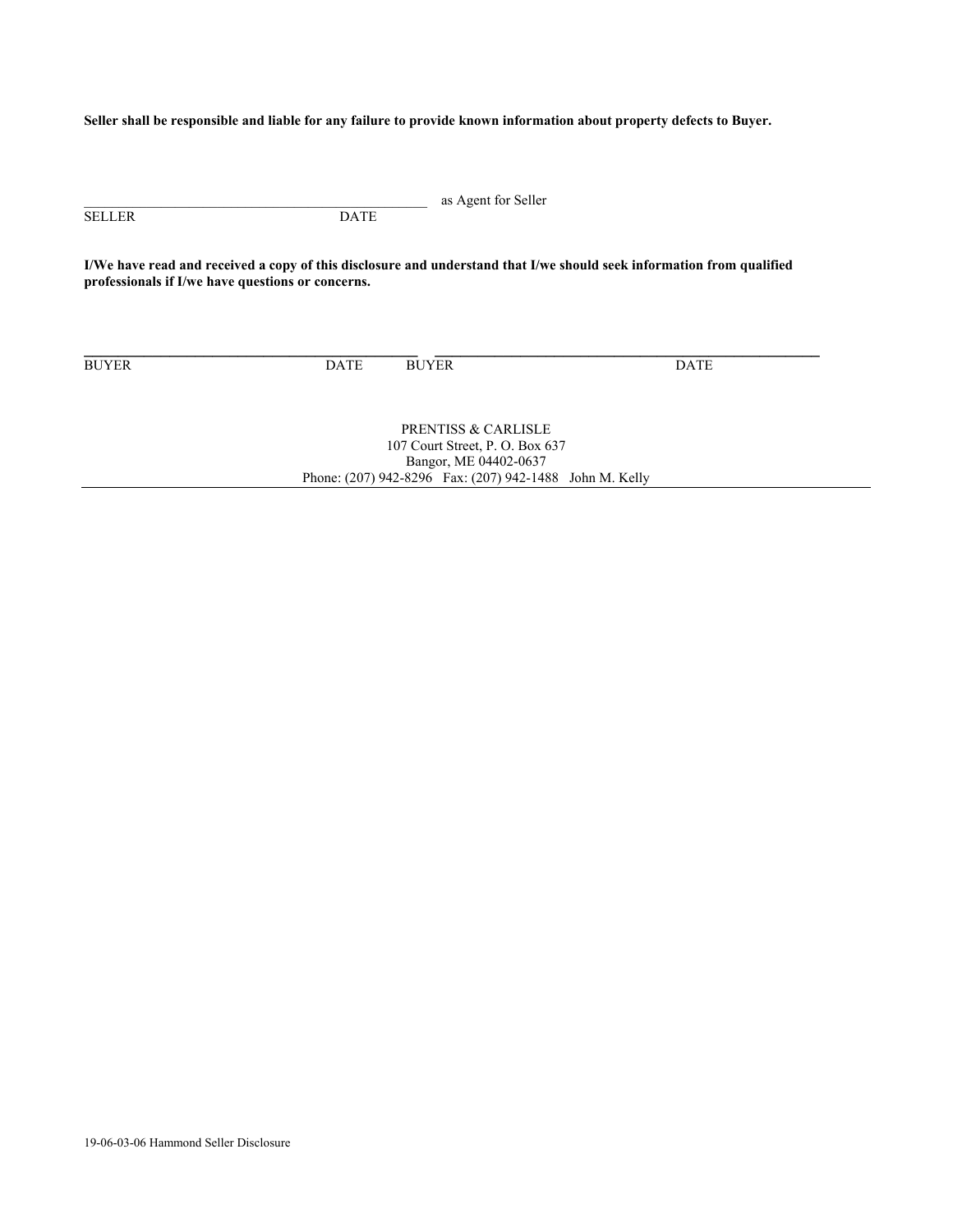**Seller shall be responsible and liable for any failure to provide known information about property defects to Buyer.**

\_\_\_\_\_\_\_\_\_\_\_\_\_\_\_\_\_\_\_\_\_\_\_\_\_\_\_\_\_\_\_\_\_\_\_\_\_\_\_\_\_\_\_\_\_\_\_\_\_\_ as Agent for Seller
SELLER DATE

**I/We have read and received a copy of this disclosure and understand that I/we should seek information from qualified professionals if I/we have questions or concerns.**

\_\_\_\_\_\_\_\_\_\_\_\_\_\_\_\_\_\_\_\_\_\_\_\_\_\_\_\_\_\_\_\_\_\_\_\_\_\_\_\_\_\_\_\_\_\_\_\_ \_\_\_\_\_\_\_\_\_\_\_\_\_\_\_\_\_\_\_\_\_\_\_\_\_\_\_\_\_\_\_\_\_\_\_\_\_\_\_\_\_\_\_\_\_\_\_\_\_\_\_\_\_\_\_\_
BUYER DATE BUYER DATE

PRENTISS & CARLISLE
107 Court Street, P. O. Box 637
Bangor, ME 04402-0637
Phone: (207) 942-8296 Fax: (207) 942-1488 John M. Kelly

19-06-03-06 Hammond Seller Disclosure